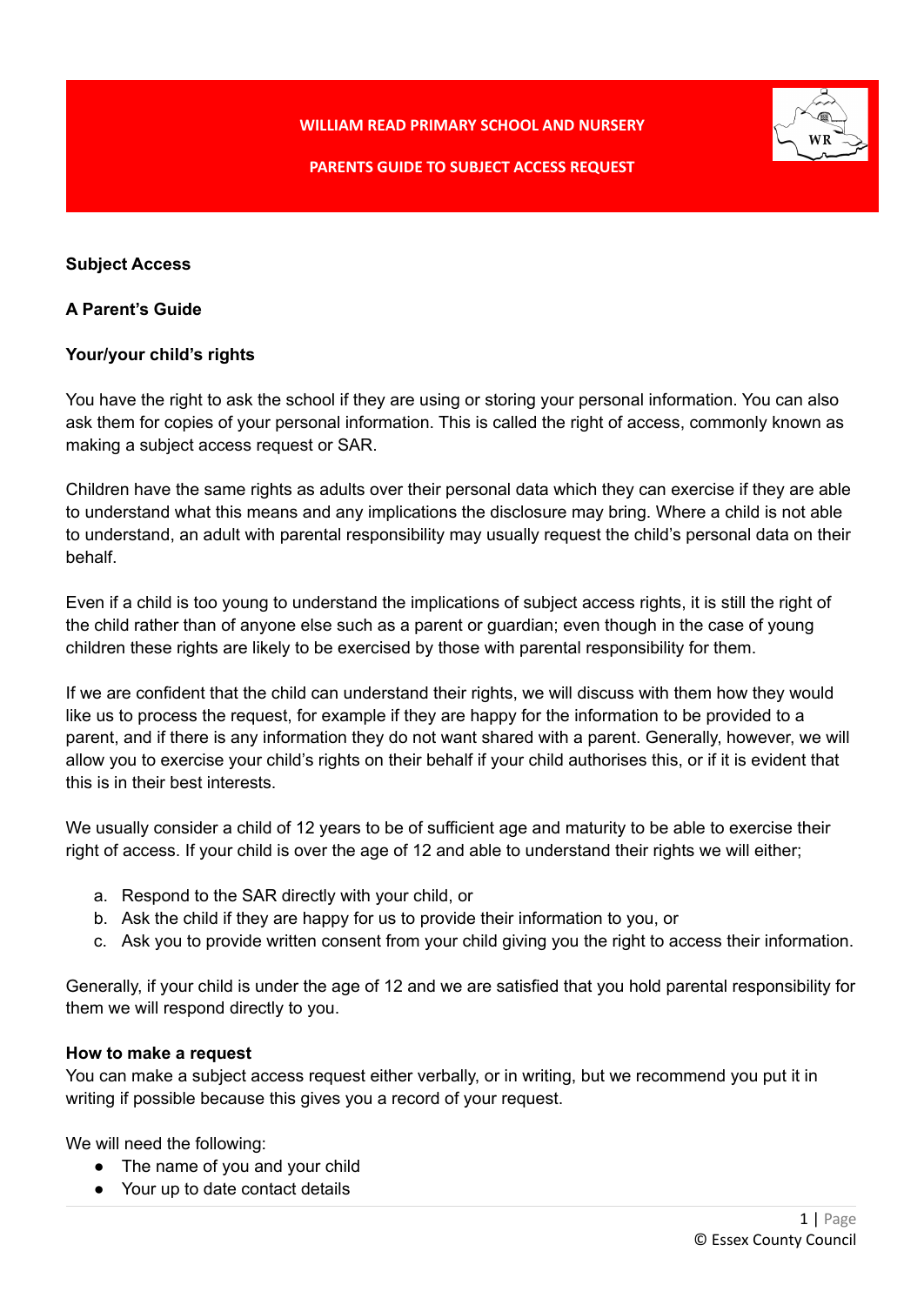# WILLIAM READ PRIMARY SCHOOL AND NURSERY

## PARENTS GUIDE TO SUBJECT ACCESS REQUEST

**Subject Access**

**A Parent's Guide**

**Your/your child's rights**

You have the right to ask the school if they are using or storing your personal information. You can also ask them for copies of your personal information. This is called the right of access, commonly known as making a subject access request or SAR.

Children have the same rights as adults over their personal data which they can exercise if they are able to understand what this means and any implications the disclosure may bring. Where a child is not able to understand, an adult with parental responsibility may usually request the child's personal data on their behalf.

Even if a child is too young to understand the implications of subject access rights, it is still the right of the child rather than of anyone else such as a parent or guardian; even though in the case of young children these rights are likely to be exercised by those with parental responsibility for them.

If we are confident that the child can understand their rights, we will discuss with them how they would like us to process the request, for example if they are happy for the information to be provided to a parent, and if there is any information they do not want shared with a parent. Generally, however, we will allow you to exercise your child's rights on their behalf if your child authorises this, or if it is evident that this is in their best interests.

We usually consider a child of 12 years to be of sufficient age and maturity to be able to exercise their right of access. If your child is over the age of 12 and able to understand their rights we will either;

a. Respond to the SAR directly with your child, or
b. Ask the child if they are happy for us to provide their information to you, or
c. Ask you to provide written consent from your child giving you the right to access their information.

Generally, if your child is under the age of 12 and we are satisfied that you hold parental responsibility for them we will respond directly to you.

**How to make a request**

You can make a subject access request either verbally, or in writing, but we recommend you put it in writing if possible because this gives you a record of your request.

We will need the following:

- The name of you and your child
- Your up to date contact details

© Essex County Council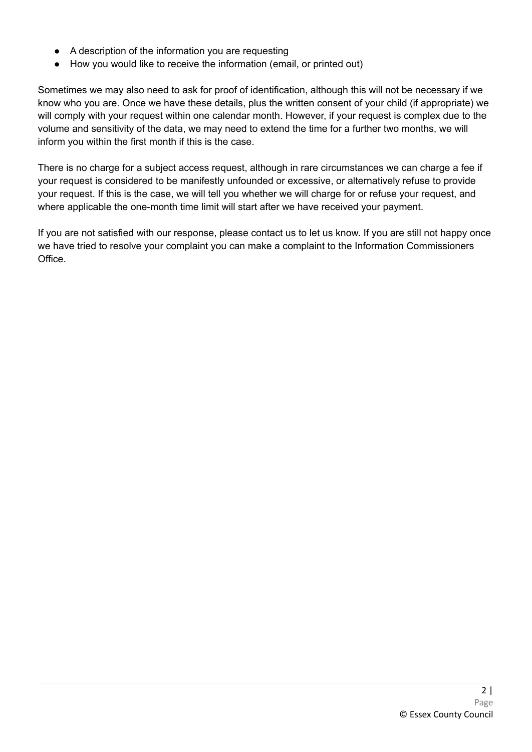- A description of the information you are requesting
- How you would like to receive the information (email, or printed out)

Sometimes we may also need to ask for proof of identification, although this will not be necessary if we know who you are. Once we have these details, plus the written consent of your child (if appropriate) we will comply with your request within one calendar month. However, if your request is complex due to the volume and sensitivity of the data, we may need to extend the time for a further two months, we will inform you within the first month if this is the case.

There is no charge for a subject access request, although in rare circumstances we can charge a fee if your request is considered to be manifestly unfounded or excessive, or alternatively refuse to provide your request. If this is the case, we will tell you whether we will charge for or refuse your request, and where applicable the one-month time limit will start after we have received your payment.

If you are not satisfied with our response, please contact us to let us know. If you are still not happy once we have tried to resolve your complaint you can make a complaint to the Information Commissioners Office.